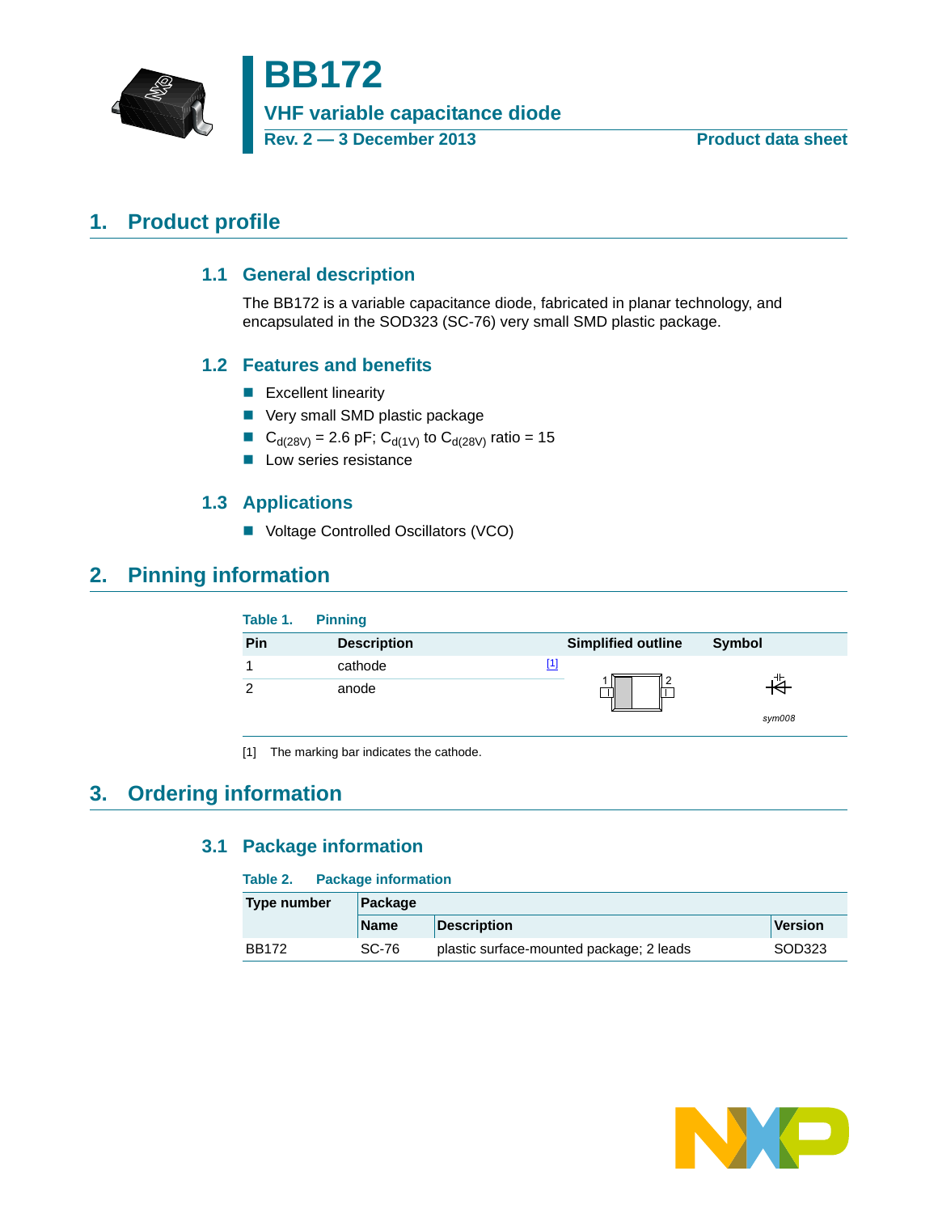# BB172

## VHF variable capacitance diode

Rev. 2 — 3 December 2013 | Product data sheet

## 1. Product profile

### 1.1 General description

The BB172 is a variable capacitance diode, fabricated in planar technology, and encapsulated in the SOD323 (SC-76) very small SMD plastic package.

### 1.2 Features and benefits

- Excellent linearity
- Very small SMD plastic package
- $C_{d(28V)}$ = 2.6 pF; $C_{d(1V)}$ to $C_{d(28V)}$ ratio = 15
- Low series resistance

### 1.3 Applications

- Voltage Controlled Oscillators (VCO)

## 2. Pinning information

**Table 1. Pinning**

| Pin | Description | Simplified outline | Symbol |
|---|---|---|---|
| 1 | cathode [1] | | |
| 2 | anode | | sym008 |

[1] The marking bar indicates the cathode.

## 3. Ordering information

### 3.1 Package information

**Table 2. Package information**

| Type number | Package | | |
|---|---|---|---|
| | Name | Description | Version |
| BB172 | SC-76 | plastic surface-mounted package; 2 leads | SOD323 |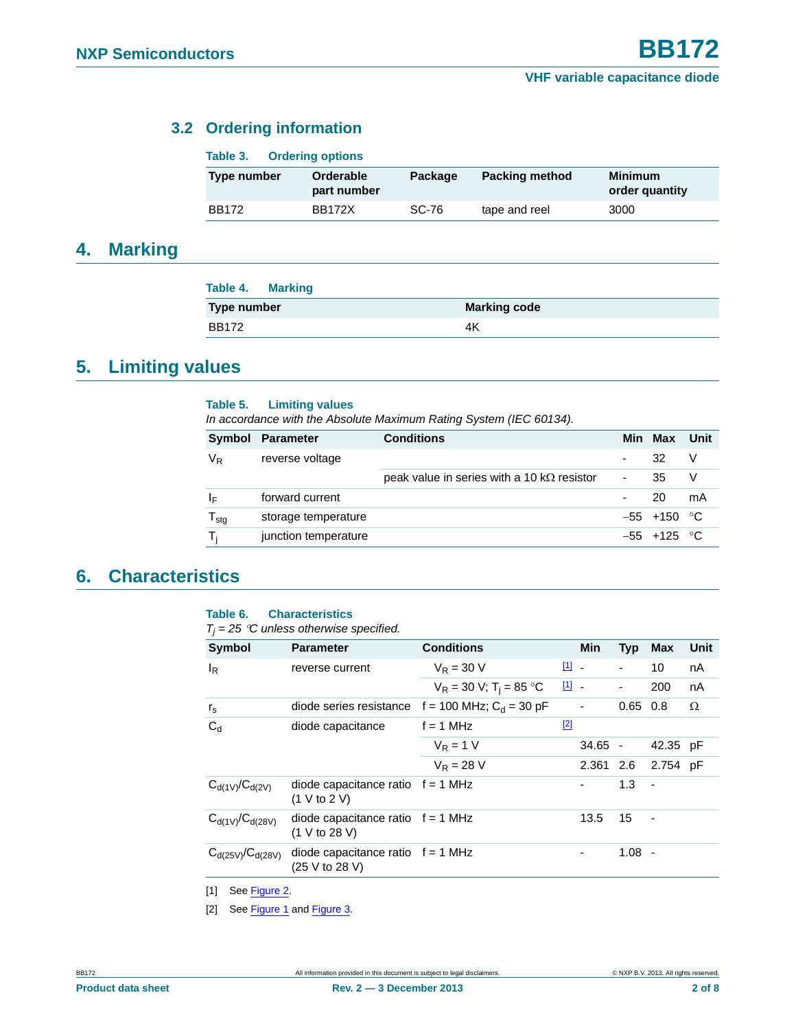### 3.2 Ordering information

**Table 3. Ordering options**

| Type number | Orderable part number | Package | Packing method | Minimum order quantity |
|---|---|---|---|---|
| BB172 | BB172X | SC-76 | tape and reel | 3000 |

## 4. Marking

**Table 4. Marking**

| Type number | Marking code |
|---|---|
| BB172 | 4K |

## 5. Limiting values

**Table 5. Limiting values**

*In accordance with the Absolute Maximum Rating System (IEC 60134).*

| Symbol | Parameter | Conditions | Min | Max | Unit |
|---|---|---|---|---|---|
| $V_R$ | reverse voltage | | - | 32 | V |
| | | peak value in series with a 10 kΩ resistor | - | 35 | V |
| $I_F$ | forward current | | - | 20 | mA |
| $T_{stg}$ | storage temperature | | –55 | +150 | °C |
| $T_j$ | junction temperature | | –55 | +125 | °C |

## 6. Characteristics

**Table 6. Characteristics**

*$T_j$ = 25 °C unless otherwise specified.*

| Symbol | Parameter | Conditions | | Min | Typ | Max | Unit |
|---|---|---|---|---|---|---|---|
| $I_R$ | reverse current | $V_R$ = 30 V | [1] | - | - | 10 | nA |
| | | $V_R$ = 30 V; $T_j$ = 85 °C | [1] | - | - | 200 | nA |
| $r_s$ | diode series resistance | f = 100 MHz; $C_d$ = 30 pF | | - | 0.65 | 0.8 | Ω |
| $C_d$ | diode capacitance | f = 1 MHz | [2] | | | | |
| | | $V_R$ = 1 V | | 34.65 | - | 42.35 | pF |
| | | $V_R$ = 28 V | | 2.361 | 2.6 | 2.754 | pF |
| $C_{d(1V)}/C_{d(2V)}$ | diode capacitance ratio (1 V to 2 V) | f = 1 MHz | | - | 1.3 | - | |
| $C_{d(1V)}/C_{d(28V)}$ | diode capacitance ratio (1 V to 28 V) | f = 1 MHz | | 13.5 | 15 | - | |
| $C_{d(25V)}/C_{d(28V)}$ | diode capacitance ratio (25 V to 28 V) | f = 1 MHz | | - | 1.08 | - | |

[1] See Figure 2.

[2] See Figure 1 and Figure 3.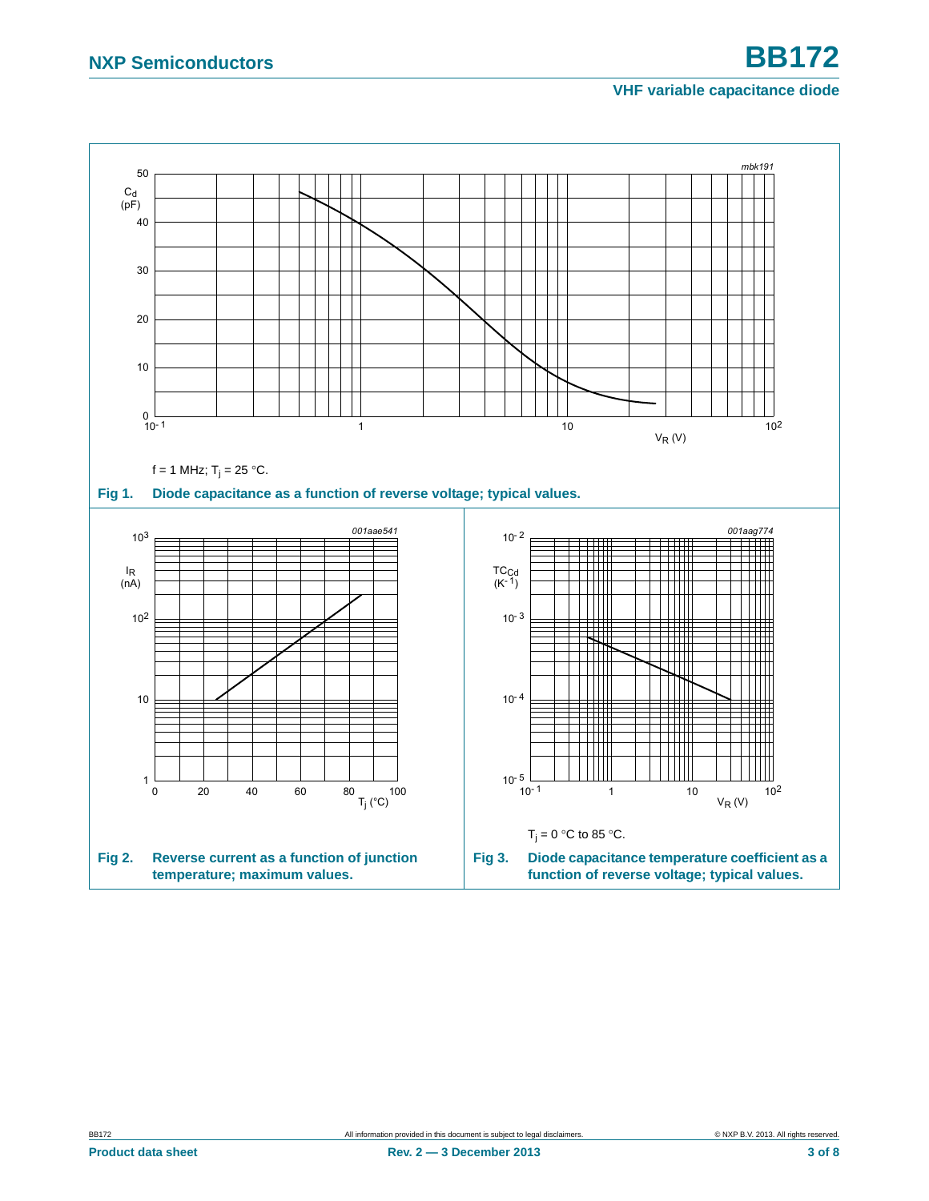f = 1 MHz; $T_j$ = 25 °C.

**Fig 1. Diode capacitance as a function of reverse voltage; typical values.**

**Fig 2. Reverse current as a function of junction temperature; maximum values.**

$T_j$ = 0 °C to 85 °C.

**Fig 3. Diode capacitance temperature coefficient as a function of reverse voltage; typical values.**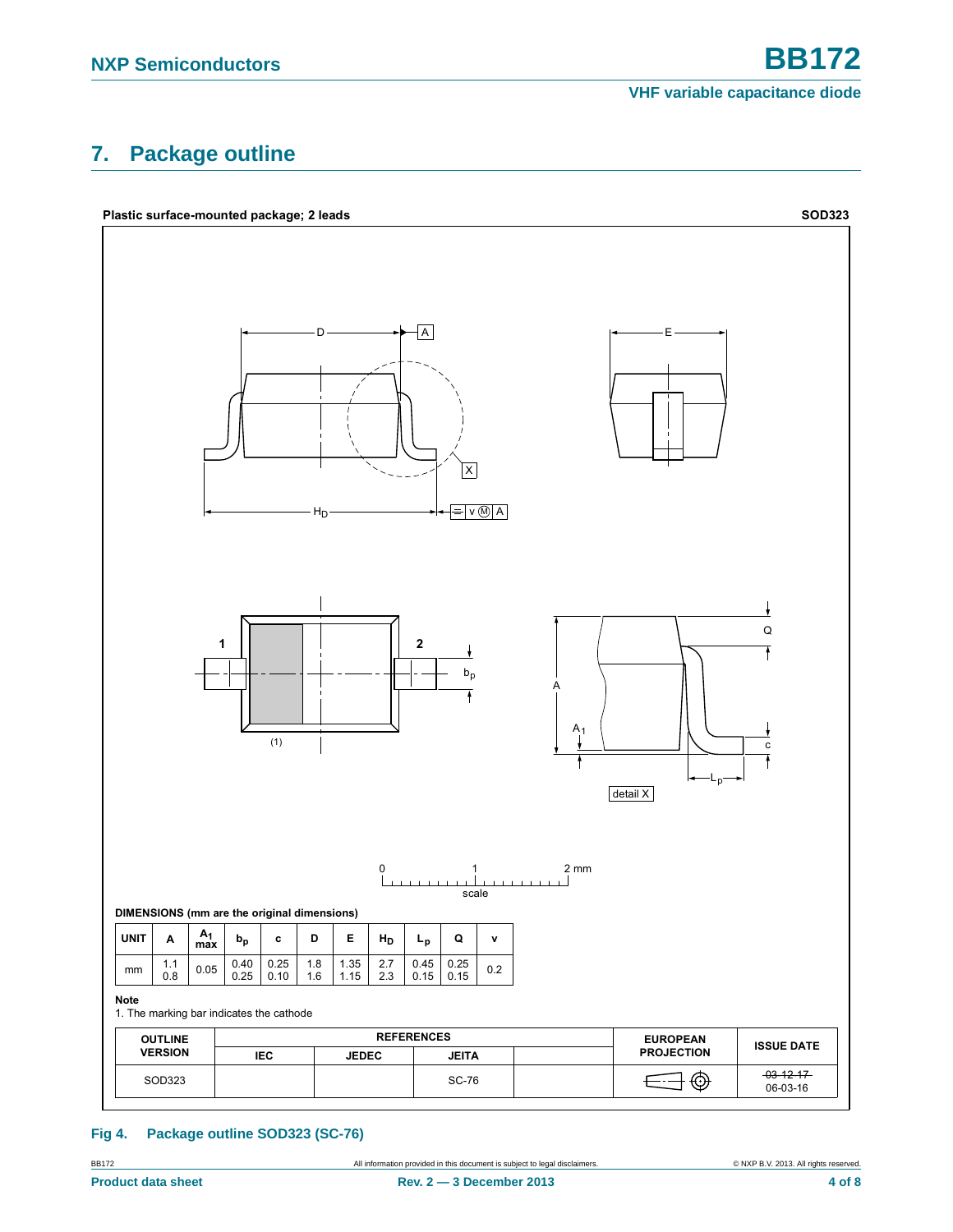## 7. Package outline

**Plastic surface-mounted package; 2 leads** **SOD323**

**DIMENSIONS (mm are the original dimensions)**

| UNIT | A | $A_1$ max | $b_p$ | c | D | E | $H_D$ | $L_p$ | Q | v |
|---|---|---|---|---|---|---|---|---|---|---|
| mm | 1.1<br>0.8 | 0.05 | 0.40<br>0.25 | 0.25<br>0.10 | 1.8<br>1.6 | 1.35<br>1.15 | 2.7<br>2.3 | 0.45<br>0.15 | 0.25<br>0.15 | 0.2 |

**Note**

1. The marking bar indicates the cathode

| OUTLINE VERSION | REFERENCES | | | | EUROPEAN PROJECTION | ISSUE DATE |
|---|---|---|---|---|---|---|
| | IEC | JEDEC | JEITA | | | |
| SOD323 | | | SC-76 | | | ~~03-12-17~~<br>06-03-16 |

**Fig 4. Package outline SOD323 (SC-76)**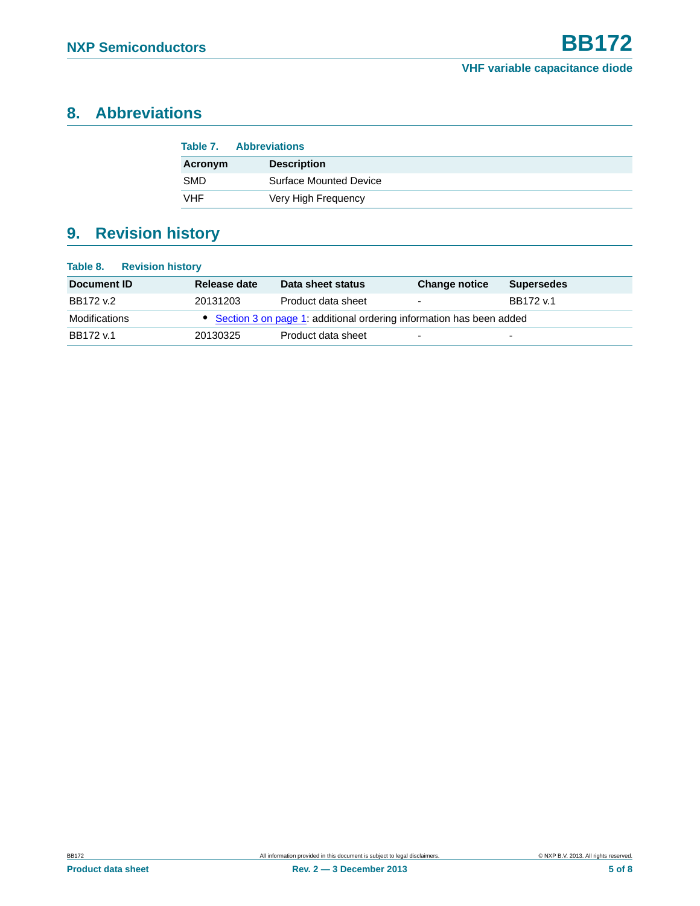## 8. Abbreviations

**Table 7. Abbreviations**

| Acronym | Description |
|---|---|
| SMD | Surface Mounted Device |
| VHF | Very High Frequency |

## 9. Revision history

**Table 8. Revision history**

| Document ID | Release date | Data sheet status | Change notice | Supersedes |
|---|---|---|---|---|
| BB172 v.2 | 20131203 | Product data sheet | - | BB172 v.1 |
| Modifications | • Section 3 on page 1: additional ordering information has been added | | | |
| BB172 v.1 | 20130325 | Product data sheet | - | - |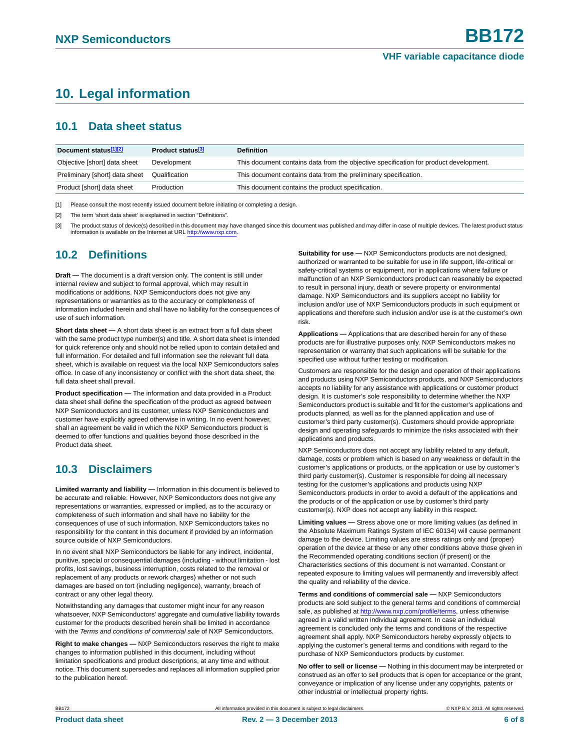# 10. Legal information

## 10.1 Data sheet status

| Document status[1][2] | Product status[3] | Definition |
|---|---|---|
| Objective [short] data sheet | Development | This document contains data from the objective specification for product development. |
| Preliminary [short] data sheet | Qualification | This document contains data from the preliminary specification. |
| Product [short] data sheet | Production | This document contains the product specification. |

[1] Please consult the most recently issued document before initiating or completing a design.

[2] The term 'short data sheet' is explained in section "Definitions".

[3] The product status of device(s) described in this document may have changed since this document was published and may differ in case of multiple devices. The latest product status information is available on the Internet at URL http://www.nxp.com.

## 10.2 Definitions

**Draft —** The document is a draft version only. The content is still under internal review and subject to formal approval, which may result in modifications or additions. NXP Semiconductors does not give any representations or warranties as to the accuracy or completeness of information included herein and shall have no liability for the consequences of use of such information.

**Short data sheet —** A short data sheet is an extract from a full data sheet with the same product type number(s) and title. A short data sheet is intended for quick reference only and should not be relied upon to contain detailed and full information. For detailed and full information see the relevant full data sheet, which is available on request via the local NXP Semiconductors sales office. In case of any inconsistency or conflict with the short data sheet, the full data sheet shall prevail.

**Product specification —** The information and data provided in a Product data sheet shall define the specification of the product as agreed between NXP Semiconductors and its customer, unless NXP Semiconductors and customer have explicitly agreed otherwise in writing. In no event however, shall an agreement be valid in which the NXP Semiconductors product is deemed to offer functions and qualities beyond those described in the Product data sheet.

## 10.3 Disclaimers

**Limited warranty and liability —** Information in this document is believed to be accurate and reliable. However, NXP Semiconductors does not give any representations or warranties, expressed or implied, as to the accuracy or completeness of such information and shall have no liability for the consequences of use of such information. NXP Semiconductors takes no responsibility for the content in this document if provided by an information source outside of NXP Semiconductors.

In no event shall NXP Semiconductors be liable for any indirect, incidental, punitive, special or consequential damages (including - without limitation - lost profits, lost savings, business interruption, costs related to the removal or replacement of any products or rework charges) whether or not such damages are based on tort (including negligence), warranty, breach of contract or any other legal theory.

Notwithstanding any damages that customer might incur for any reason whatsoever, NXP Semiconductors' aggregate and cumulative liability towards customer for the products described herein shall be limited in accordance with the *Terms and conditions of commercial sale* of NXP Semiconductors.

**Right to make changes —** NXP Semiconductors reserves the right to make changes to information published in this document, including without limitation specifications and product descriptions, at any time and without notice. This document supersedes and replaces all information supplied prior to the publication hereof.

**Suitability for use —** NXP Semiconductors products are not designed, authorized or warranted to be suitable for use in life support, life-critical or safety-critical systems or equipment, nor in applications where failure or malfunction of an NXP Semiconductors product can reasonably be expected to result in personal injury, death or severe property or environmental damage. NXP Semiconductors and its suppliers accept no liability for inclusion and/or use of NXP Semiconductors products in such equipment or applications and therefore such inclusion and/or use is at the customer's own risk.

**Applications —** Applications that are described herein for any of these products are for illustrative purposes only. NXP Semiconductors makes no representation or warranty that such applications will be suitable for the specified use without further testing or modification.

Customers are responsible for the design and operation of their applications and products using NXP Semiconductors products, and NXP Semiconductors accepts no liability for any assistance with applications or customer product design. It is customer's sole responsibility to determine whether the NXP Semiconductors product is suitable and fit for the customer's applications and products planned, as well as for the planned application and use of customer's third party customer(s). Customers should provide appropriate design and operating safeguards to minimize the risks associated with their applications and products.

NXP Semiconductors does not accept any liability related to any default, damage, costs or problem which is based on any weakness or default in the customer's applications or products, or the application or use by customer's third party customer(s). Customer is responsible for doing all necessary testing for the customer's applications and products using NXP Semiconductors products in order to avoid a default of the applications and the products or of the application or use by customer's third party customer(s). NXP does not accept any liability in this respect.

**Limiting values —** Stress above one or more limiting values (as defined in the Absolute Maximum Ratings System of IEC 60134) will cause permanent damage to the device. Limiting values are stress ratings only and (proper) operation of the device at these or any other conditions above those given in the Recommended operating conditions section (if present) or the Characteristics sections of this document is not warranted. Constant or repeated exposure to limiting values will permanently and irreversibly affect the quality and reliability of the device.

**Terms and conditions of commercial sale —** NXP Semiconductors products are sold subject to the general terms and conditions of commercial sale, as published at http://www.nxp.com/profile/terms, unless otherwise agreed in a valid written individual agreement. In case an individual agreement is concluded only the terms and conditions of the respective agreement shall apply. NXP Semiconductors hereby expressly objects to applying the customer's general terms and conditions with regard to the purchase of NXP Semiconductors products by customer.

**No offer to sell or license —** Nothing in this document may be interpreted or construed as an offer to sell products that is open for acceptance or the grant, conveyance or implication of any license under any copyrights, patents or other industrial or intellectual property rights.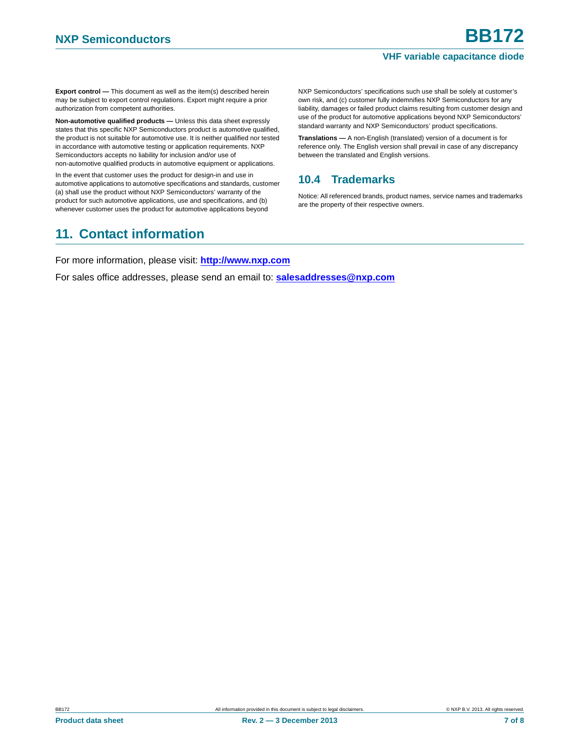**Export control —** This document as well as the item(s) described herein may be subject to export control regulations. Export might require a prior authorization from competent authorities.

**Non-automotive qualified products —** Unless this data sheet expressly states that this specific NXP Semiconductors product is automotive qualified, the product is not suitable for automotive use. It is neither qualified nor tested in accordance with automotive testing or application requirements. NXP Semiconductors accepts no liability for inclusion and/or use of non-automotive qualified products in automotive equipment or applications.

In the event that customer uses the product for design-in and use in automotive applications to automotive specifications and standards, customer (a) shall use the product without NXP Semiconductors' warranty of the product for such automotive applications, use and specifications, and (b) whenever customer uses the product for automotive applications beyond NXP Semiconductors' specifications such use shall be solely at customer's own risk, and (c) customer fully indemnifies NXP Semiconductors for any liability, damages or failed product claims resulting from customer design and use of the product for automotive applications beyond NXP Semiconductors' standard warranty and NXP Semiconductors' product specifications.

**Translations —** A non-English (translated) version of a document is for reference only. The English version shall prevail in case of any discrepancy between the translated and English versions.

### 10.4 Trademarks

Notice: All referenced brands, product names, service names and trademarks are the property of their respective owners.

## 11. Contact information

For more information, please visit: **http://www.nxp.com**

For sales office addresses, please send an email to: **salesaddresses@nxp.com**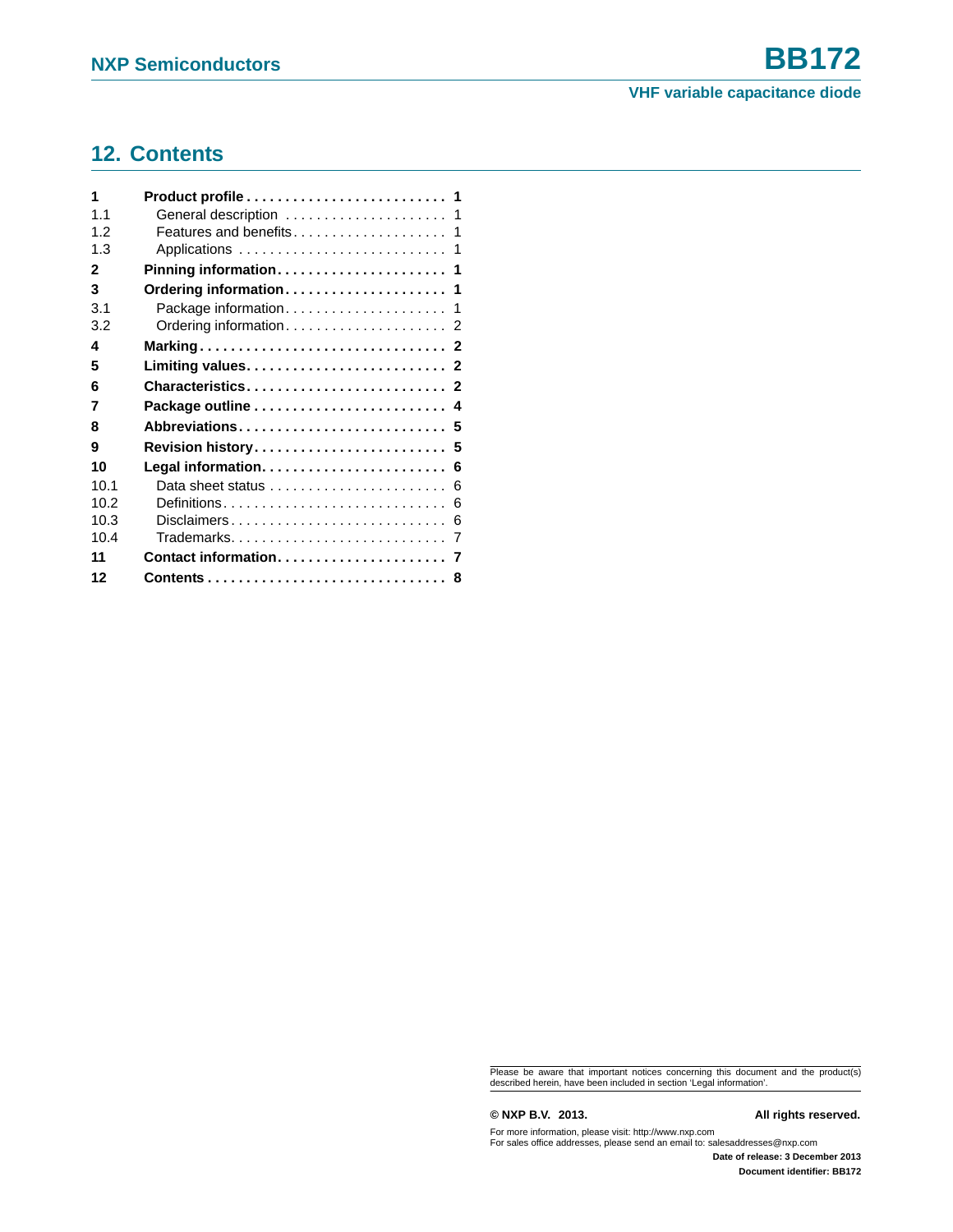## 12. Contents

| | | |
|---|---|---|
| **1** | **Product profile** | **1** |
| 1.1 | General description | 1 |
| 1.2 | Features and benefits | 1 |
| 1.3 | Applications | 1 |
| **2** | **Pinning information** | **1** |
| **3** | **Ordering information** | **1** |
| 3.1 | Package information | 1 |
| 3.2 | Ordering information | 2 |
| **4** | **Marking** | **2** |
| **5** | **Limiting values** | **2** |
| **6** | **Characteristics** | **2** |
| **7** | **Package outline** | **4** |
| **8** | **Abbreviations** | **5** |
| **9** | **Revision history** | **5** |
| **10** | **Legal information** | **6** |
| 10.1 | Data sheet status | 6 |
| 10.2 | Definitions | 6 |
| 10.3 | Disclaimers | 6 |
| 10.4 | Trademarks | 7 |
| **11** | **Contact information** | **7** |
| **12** | **Contents** | **8** |

Please be aware that important notices concerning this document and the product(s) described herein, have been included in section 'Legal information'.

**© NXP B.V. 2013.** **All rights reserved.**

For more information, please visit: http://www.nxp.com
For sales office addresses, please send an email to: salesaddresses@nxp.com

**Date of release: 3 December 2013**

**Document identifier: BB172**